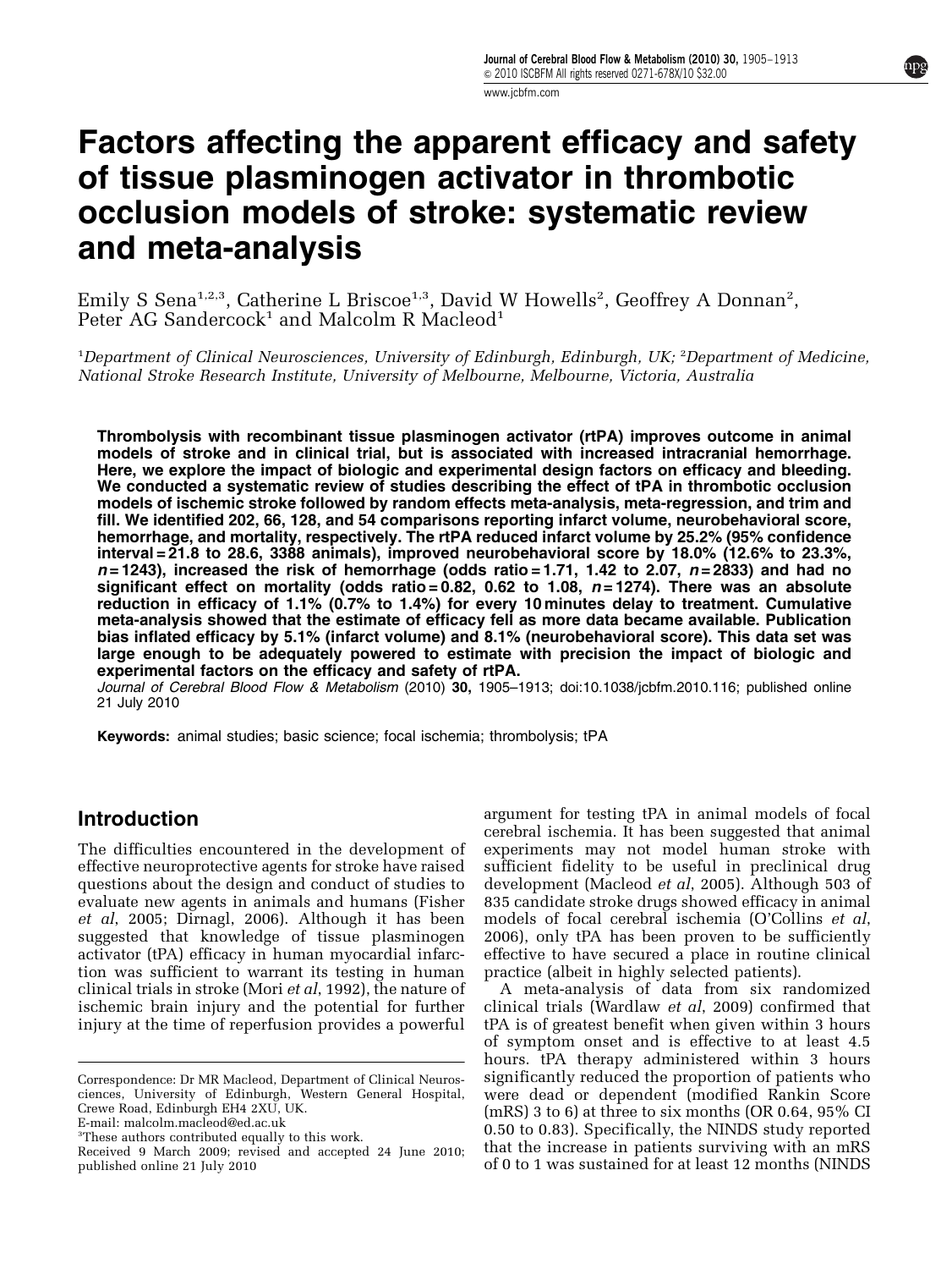# Factors affecting the apparent efficacy and safety of tissue plasminogen activator in thrombotic occlusion models of stroke: systematic review and meta-analysis

Emily S Sena[1,2,3], Catherine L Briscoe[1,3], David W Howells[2], Geoffrey A Donnan[2], Peter AG Sandercock[1] and Malcolm R Macleod[1]

[1]*Department of Clinical Neurosciences, University of Edinburgh, Edinburgh, UK;* [2]*Department of Medicine, National Stroke Research Institute, University of Melbourne, Melbourne, Victoria, Australia*

**Thrombolysis with recombinant tissue plasminogen activator (rtPA) improves outcome in animal models of stroke and in clinical trial, but is associated with increased intracranial hemorrhage. Here, we explore the impact of biologic and experimental design factors on efficacy and bleeding. We conducted a systematic review of studies describing the effect of tPA in thrombotic occlusion models of ischemic stroke followed by random effects meta-analysis, meta-regression, and trim and fill. We identified 202, 66, 128, and 54 comparisons reporting infarct volume, neurobehavioral score, hemorrhage, and mortality, respectively. The rtPA reduced infarct volume by 25.2% (95% confidence interval = 21.8 to 28.6, 3388 animals), improved neurobehavioral score by 18.0% (12.6% to 23.3%, *n* = 1243), increased the risk of hemorrhage (odds ratio = 1.71, 1.42 to 2.07, *n* = 2833) and had no significant effect on mortality (odds ratio = 0.82, 0.62 to 1.08, *n* = 1274). There was an absolute reduction in efficacy of 1.1% (0.7% to 1.4%) for every 10 minutes delay to treatment. Cumulative meta-analysis showed that the estimate of efficacy fell as more data became available. Publication bias inflated efficacy by 5.1% (infarct volume) and 8.1% (neurobehavioral score). This data set was large enough to be adequately powered to estimate with precision the impact of biologic and experimental factors on the efficacy and safety of rtPA.**

*Journal of Cerebral Blood Flow & Metabolism* (2010) **30,** 1905–1913; doi:10.1038/jcbfm.2010.116; published online 21 July 2010

**Keywords:** animal studies; basic science; focal ischemia; thrombolysis; tPA

## Introduction

The difficulties encountered in the development of effective neuroprotective agents for stroke have raised questions about the design and conduct of studies to evaluate new agents in animals and humans (Fisher *et al*, 2005; Dirnagl, 2006). Although it has been suggested that knowledge of tissue plasminogen activator (tPA) efficacy in human myocardial infarction was sufficient to warrant its testing in human clinical trials in stroke (Mori *et al*, 1992), the nature of ischemic brain injury and the potential for further injury at the time of reperfusion provides a powerful argument for testing tPA in animal models of focal cerebral ischemia. It has been suggested that animal experiments may not model human stroke with sufficient fidelity to be useful in preclinical drug development (Macleod *et al*, 2005). Although 503 of 835 candidate stroke drugs showed efficacy in animal models of focal cerebral ischemia (O'Collins *et al*, 2006), only tPA has been proven to be sufficiently effective to have secured a place in routine clinical practice (albeit in highly selected patients).

A meta-analysis of data from six randomized clinical trials (Wardlaw *et al*, 2009) confirmed that tPA is of greatest benefit when given within 3 hours of symptom onset and is effective to at least 4.5 hours. tPA therapy administered within 3 hours significantly reduced the proportion of patients who were dead or dependent (modified Rankin Score (mRS) 3 to 6) at three to six months (OR 0.64, 95% CI 0.50 to 0.83). Specifically, the NINDS study reported that the increase in patients surviving with an mRS of 0 to 1 was sustained for at least 12 months (NINDS

Correspondence: Dr MR Macleod, Department of Clinical Neurosciences, University of Edinburgh, Western General Hospital, Crewe Road, Edinburgh EH4 2XU, UK.
E-mail: malcolm.macleod@ed.ac.uk

[3]These authors contributed equally to this work.

Received 9 March 2009; revised and accepted 24 June 2010; published online 21 July 2010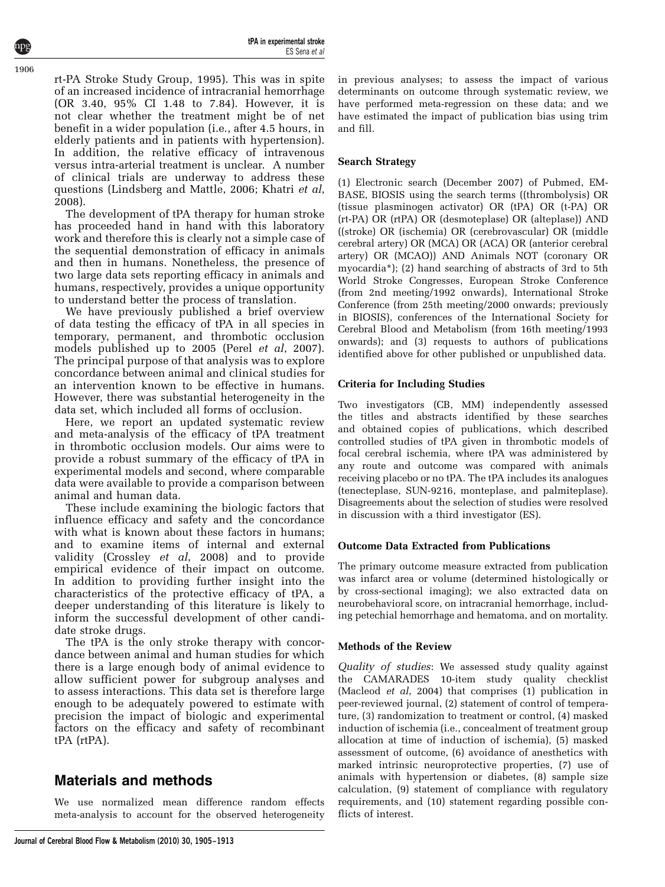rt-PA Stroke Study Group, 1995). This was in spite of an increased incidence of intracranial hemorrhage (OR 3.40, 95% CI 1.48 to 7.84). However, it is not clear whether the treatment might be of net benefit in a wider population (i.e., after 4.5 hours, in elderly patients and in patients with hypertension). In addition, the relative efficacy of intravenous versus intra-arterial treatment is unclear. A number of clinical trials are underway to address these questions (Lindsberg and Mattle, 2006; Khatri *et al*, 2008).

The development of tPA therapy for human stroke has proceeded hand in hand with this laboratory work and therefore this is clearly not a simple case of the sequential demonstration of efficacy in animals and then in humans. Nonetheless, the presence of two large data sets reporting efficacy in animals and humans, respectively, provides a unique opportunity to understand better the process of translation.

We have previously published a brief overview of data testing the efficacy of tPA in all species in temporary, permanent, and thrombotic occlusion models published up to 2005 (Perel *et al*, 2007). The principal purpose of that analysis was to explore concordance between animal and clinical studies for an intervention known to be effective in humans. However, there was substantial heterogeneity in the data set, which included all forms of occlusion.

Here, we report an updated systematic review and meta-analysis of the efficacy of tPA treatment in thrombotic occlusion models. Our aims were to provide a robust summary of the efficacy of tPA in experimental models and second, where comparable data were available to provide a comparison between animal and human data.

These include examining the biologic factors that influence efficacy and safety and the concordance with what is known about these factors in humans; and to examine items of internal and external validity (Crossley *et al*, 2008) and to provide empirical evidence of their impact on outcome. In addition to providing further insight into the characteristics of the protective efficacy of tPA, a deeper understanding of this literature is likely to inform the successful development of other candidate stroke drugs.

The tPA is the only stroke therapy with concordance between animal and human studies for which there is a large enough body of animal evidence to allow sufficient power for subgroup analyses and to assess interactions. This data set is therefore large enough to be adequately powered to estimate with precision the impact of biologic and experimental factors on the efficacy and safety of recombinant tPA (rtPA).

## Materials and methods

We use normalized mean difference random effects meta-analysis to account for the observed heterogeneity in previous analyses; to assess the impact of various determinants on outcome through systematic review, we have performed meta-regression on these data; and we have estimated the impact of publication bias using trim and fill.

### Search Strategy

(1) Electronic search (December 2007) of Pubmed, EMBASE, BIOSIS using the search terms ((thrombolysis) OR (tissue plasminogen activator) OR (tPA) OR (t-PA) OR (rt-PA) OR (rtPA) OR (desmoteplase) OR (alteplase)) AND ((stroke) OR (ischemia) OR (cerebrovascular) OR (middle cerebral artery) OR (MCA) OR (ACA) OR (anterior cerebral artery) OR (MCAO)) AND Animals NOT (coronary OR myocardia*); (2) hand searching of abstracts of 3rd to 5th World Stroke Congresses, European Stroke Conference (from 2nd meeting/1992 onwards), International Stroke Conference (from 25th meeting/2000 onwards; previously in BIOSIS), conferences of the International Society for Cerebral Blood and Metabolism (from 16th meeting/1993 onwards); and (3) requests to authors of publications identified above for other published or unpublished data.

### Criteria for Including Studies

Two investigators (CB, MM) independently assessed the titles and abstracts identified by these searches and obtained copies of publications, which described controlled studies of tPA given in thrombotic models of focal cerebral ischemia, where tPA was administered by any route and outcome was compared with animals receiving placebo or no tPA. The tPA includes its analogues (tenecteplase, SUN-9216, monteplase, and palmiteplase). Disagreements about the selection of studies were resolved in discussion with a third investigator (ES).

### Outcome Data Extracted from Publications

The primary outcome measure extracted from publication was infarct area or volume (determined histologically or by cross-sectional imaging); we also extracted data on neurobehavioral score, on intracranial hemorrhage, including petechial hemorrhage and hematoma, and on mortality.

### Methods of the Review

*Quality of studies*: We assessed study quality against the CAMARADES 10-item study quality checklist (Macleod *et al*, 2004) that comprises (1) publication in peer-reviewed journal, (2) statement of control of temperature, (3) randomization to treatment or control, (4) masked induction of ischemia (i.e., concealment of treatment group allocation at time of induction of ischemia), (5) masked assessment of outcome, (6) avoidance of anesthetics with marked intrinsic neuroprotective properties, (7) use of animals with hypertension or diabetes, (8) sample size calculation, (9) statement of compliance with regulatory requirements, and (10) statement regarding possible conflicts of interest.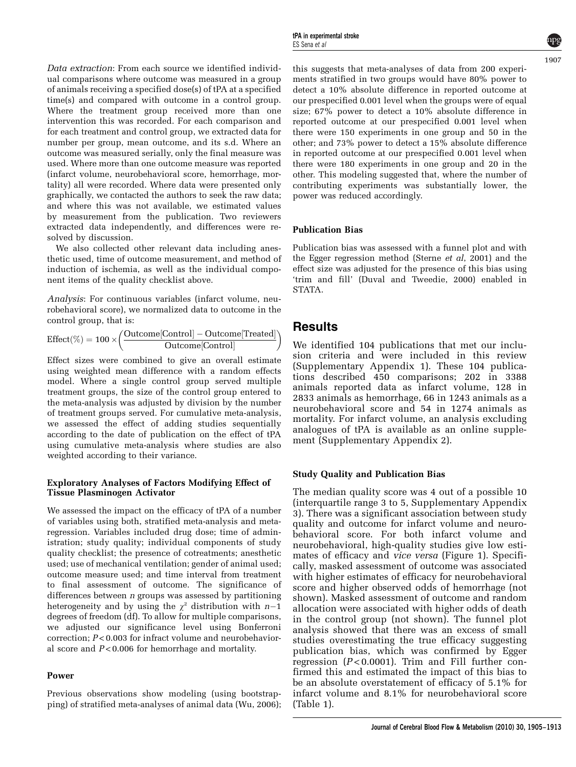*Data extraction*: From each source we identified individual comparisons where outcome was measured in a group of animals receiving a specified dose(s) of tPA at a specified time(s) and compared with outcome in a control group. Where the treatment group received more than one intervention this was recorded. For each comparison and for each treatment and control group, we extracted data for number per group, mean outcome, and its s.d. Where an outcome was measured serially, only the final measure was used. Where more than one outcome measure was reported (infarct volume, neurobehavioral score, hemorrhage, mortality) all were recorded. Where data were presented only graphically, we contacted the authors to seek the raw data; and where this was not available, we estimated values by measurement from the publication. Two reviewers extracted data independently, and differences were resolved by discussion.

We also collected other relevant data including anesthetic used, time of outcome measurement, and method of induction of ischemia, as well as the individual component items of the quality checklist above.

*Analysis*: For continuous variables (infarct volume, neurobehavioral score), we normalized data to outcome in the control group, that is:

$$\text{Effect}(\%) = 100 \times \left( \frac{\text{Outcome[Control]} - \text{Outcome[Treated]}}{\text{Outcome[Control]}} \right)$$

Effect sizes were combined to give an overall estimate using weighted mean difference with a random effects model. Where a single control group served multiple treatment groups, the size of the control group entered to the meta-analysis was adjusted by division by the number of treatment groups served. For cumulative meta-analysis, we assessed the effect of adding studies sequentially according to the date of publication on the effect of tPA using cumulative meta-analysis where studies are also weighted according to their variance.

### Exploratory Analyses of Factors Modifying Effect of Tissue Plasminogen Activator

We assessed the impact on the efficacy of tPA of a number of variables using both, stratified meta-analysis and meta-regression. Variables included drug dose; time of administration; study quality; individual components of study quality checklist; the presence of cotreatments; anesthetic used; use of mechanical ventilation; gender of animal used; outcome measure used; and time interval from treatment to final assessment of outcome. The significance of differences between $n$ groups was assessed by partitioning heterogeneity and by using the $\chi^2$ distribution with $n-1$ degrees of freedom (df). To allow for multiple comparisons, we adjusted our significance level using Bonferroni correction; $P<0.003$ for infract volume and neurobehavioral score and $P<0.006$ for hemorrhage and mortality.

### Power

Previous observations show modeling (using bootstrapping) of stratified meta-analyses of animal data (Wu, 2006); this suggests that meta-analyses of data from 200 experiments stratified in two groups would have 80% power to detect a 10% absolute difference in reported outcome at our prespecified 0.001 level when the groups were of equal size; 67% power to detect a 10% absolute difference in reported outcome at our prespecified 0.001 level when there were 150 experiments in one group and 50 in the other; and 73% power to detect a 15% absolute difference in reported outcome at our prespecified 0.001 level when there were 180 experiments in one group and 20 in the other. This modeling suggested that, where the number of contributing experiments was substantially lower, the power was reduced accordingly.

### Publication Bias

Publication bias was assessed with a funnel plot and with the Egger regression method (Sterne *et al*, 2001) and the effect size was adjusted for the presence of this bias using 'trim and fill' (Duval and Tweedie, 2000) enabled in STATA.

## Results

We identified 104 publications that met our inclusion criteria and were included in this review (Supplementary Appendix 1). These 104 publications described 450 comparisons; 202 in 3388 animals reported data as infarct volume, 128 in 2833 animals as hemorrhage, 66 in 1243 animals as a neurobehavioral score and 54 in 1274 animals as mortality. For infarct volume, an analysis excluding analogues of tPA is available as an online supplement (Supplementary Appendix 2).

### Study Quality and Publication Bias

The median quality score was 4 out of a possible 10 (interquartile range 3 to 5, Supplementary Appendix 3). There was a significant association between study quality and outcome for infarct volume and neurobehavioral score. For both infarct volume and neurobehavioral, high-quality studies give low estimates of efficacy and *vice versa* (Figure 1). Specifically, masked assessment of outcome was associated with higher estimates of efficacy for neurobehavioral score and higher observed odds of hemorrhage (not shown). Masked assessment of outcome and random allocation were associated with higher odds of death in the control group (not shown). The funnel plot analysis showed that there was an excess of small studies overestimating the true efficacy suggesting publication bias, which was confirmed by Egger regression ($P<0.0001$). Trim and Fill further confirmed this and estimated the impact of this bias to be an absolute overstatement of efficacy of 5.1% for infarct volume and 8.1% for neurobehavioral score (Table 1).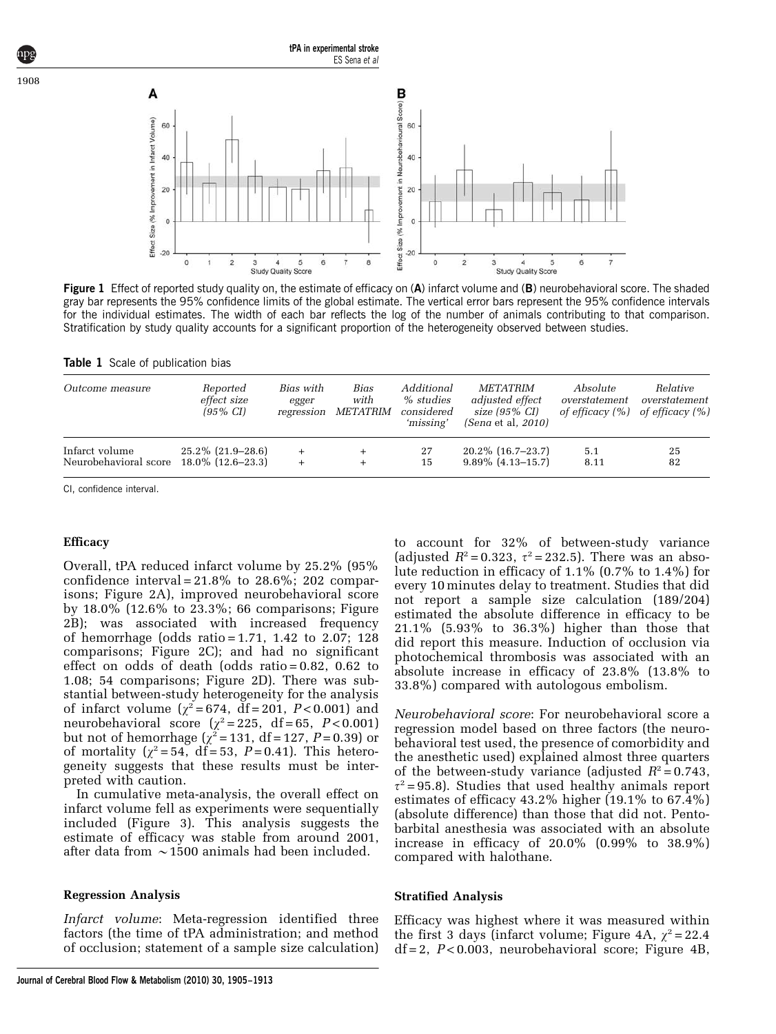Figure 1 Effect of reported study quality on, the estimate of efficacy on (A) infarct volume and (B) neurobehavioral score. The shaded gray bar represents the 95% confidence limits of the global estimate. The vertical error bars represent the 95% confidence intervals for the individual estimates. The width of each bar reflects the log of the number of animals contributing to that comparison. Stratification by study quality accounts for a significant proportion of the heterogeneity observed between studies.

**Table 1** Scale of publication bias

| Outcome measure | Reported effect size (95% CI) | Bias with egger regression | Bias with METATRIM | Additional % studies considered 'missing' | METATRIM adjusted effect size (95% CI) (Sena et al, 2010) | Absolute overstatement of efficacy (%) | Relative overstatement of efficacy (%) |
|---|---|---|---|---|---|---|---|
| Infarct volume | 25.2% (21.9–28.6) | + | + | 27 | 20.2% (16.7–23.7) | 5.1 | 25 |
| Neurobehavioral score | 18.0% (12.6–23.3) | + | + | 15 | 9.89% (4.13–15.7) | 8.11 | 82 |

CI, confidence interval.

### Efficacy

Overall, tPA reduced infarct volume by 25.2% (95% confidence interval = 21.8% to 28.6%; 202 comparisons; Figure 2A), improved neurobehavioral score by 18.0% (12.6% to 23.3%; 66 comparisons; Figure 2B); was associated with increased frequency of hemorrhage (odds ratio = 1.71, 1.42 to 2.07; 128 comparisons; Figure 2C); and had no significant effect on odds of death (odds ratio = 0.82, 0.62 to 1.08; 54 comparisons; Figure 2D). There was substantial between-study heterogeneity for the analysis of infarct volume ($\chi^2 = 674$, df = 201, $P < 0.001$) and neurobehavioral score ($\chi^2 = 225$, df = 65, $P < 0.001$) but not of hemorrhage ($\chi^2 = 131$, df = 127, $P = 0.39$) or of mortality ($\chi^2 = 54$, df = 53, $P = 0.41$). This heterogeneity suggests that these results must be interpreted with caution.

In cumulative meta-analysis, the overall effect on infarct volume fell as experiments were sequentially included (Figure 3). This analysis suggests the estimate of efficacy was stable from around 2001, after data from ~1500 animals had been included.

### Regression Analysis

*Infarct volume*: Meta-regression identified three factors (the time of tPA administration; and method of occlusion; statement of a sample size calculation) to account for 32% of between-study variance (adjusted $R^2 = 0.323$, $\tau^2 = 232.5$). There was an absolute reduction in efficacy of 1.1% (0.7% to 1.4%) for every 10 minutes delay to treatment. Studies that did not report a sample size calculation (189/204) estimated the absolute difference in efficacy to be 21.1% (5.93% to 36.3%) higher than those that did report this measure. Induction of occlusion via photochemical thrombosis was associated with an absolute increase in efficacy of 23.8% (13.8% to 33.8%) compared with autologous embolism.

*Neurobehavioral score*: For neurobehavioral score a regression model based on three factors (the neurobehavioral test used, the presence of comorbidity and the anesthetic used) explained almost three quarters of the between-study variance (adjusted $R^2 = 0.743$, $\tau^2 = 95.8$). Studies that used healthy animals report estimates of efficacy 43.2% higher (19.1% to 67.4%) (absolute difference) than those that did not. Pentobarbital anesthesia was associated with an absolute increase in efficacy of 20.0% (0.99% to 38.9%) compared with halothane.

### Stratified Analysis

Efficacy was highest where it was measured within the first 3 days (infarct volume; Figure 4A, $\chi^2 = 22.4$ df = 2, $P < 0.003$, neurobehavioral score; Figure 4B,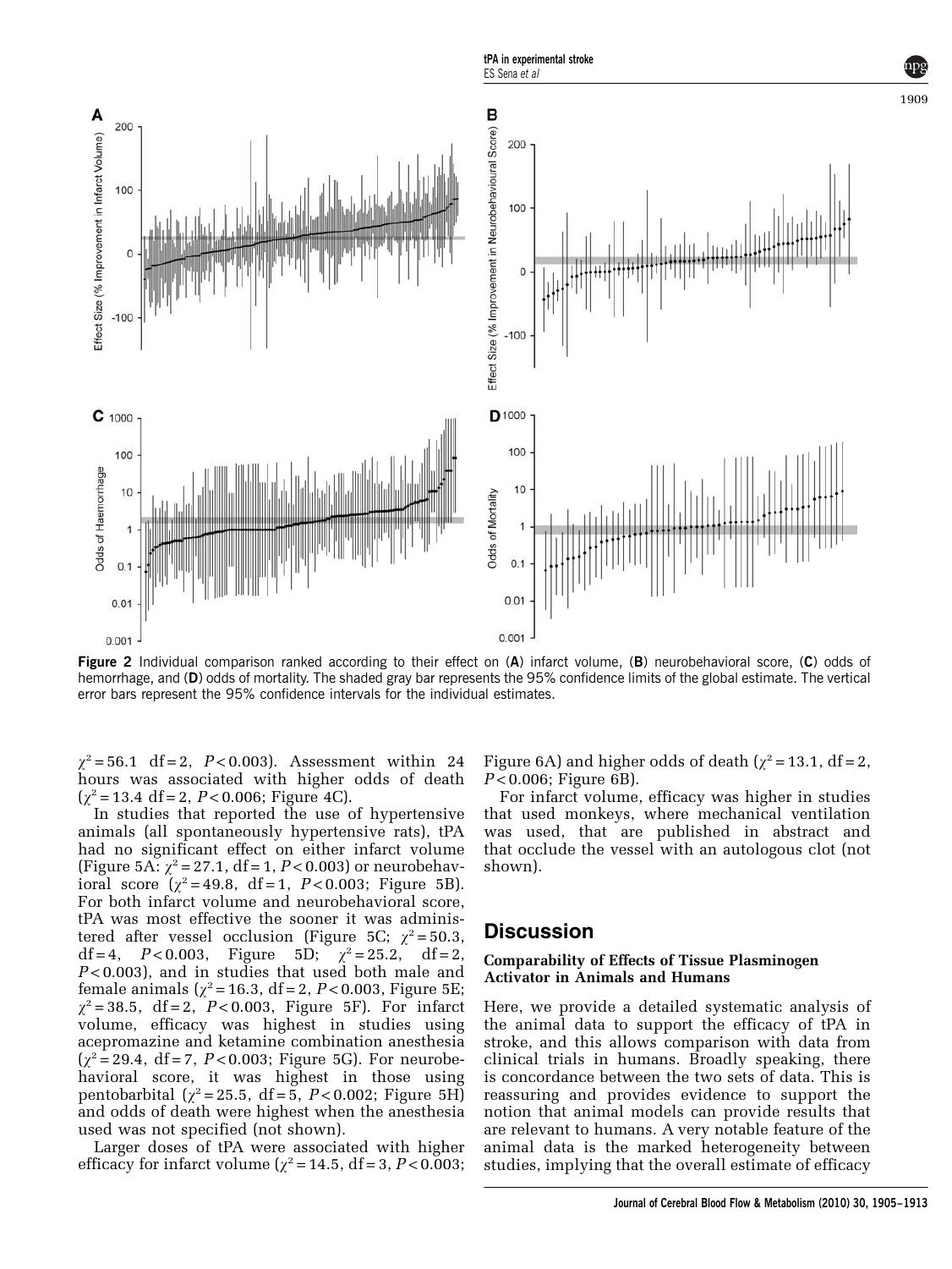**Figure 2** Individual comparison ranked according to their effect on (**A**) infarct volume, (**B**) neurobehavioral score, (**C**) odds of hemorrhage, and (**D**) odds of mortality. The shaded gray bar represents the 95% confidence limits of the global estimate. The vertical error bars represent the 95% confidence intervals for the individual estimates.

$\chi^2 = 56.1$ df = 2, $P < 0.003$). Assessment within 24 hours was associated with higher odds of death ($\chi^2 = 13.4$ df = 2, $P < 0.006$; Figure 4C).

In studies that reported the use of hypertensive animals (all spontaneously hypertensive rats), tPA had no significant effect on either infarct volume (Figure 5A: $\chi^2 = 27.1$, df = 1, $P < 0.003$) or neurobehavioral score ($\chi^2 = 49.8$, df = 1, $P < 0.003$; Figure 5B). For both infarct volume and neurobehavioral score, tPA was most effective the sooner it was administered after vessel occlusion (Figure 5C; $\chi^2 = 50.3$, df = 4, $P < 0.003$, Figure 5D; $\chi^2 = 25.2$, df = 2, $P < 0.003$), and in studies that used both male and female animals ($\chi^2 = 16.3$, df = 2, $P < 0.003$, Figure 5E; $\chi^2 = 38.5$, df = 2, $P < 0.003$, Figure 5F). For infarct volume, efficacy was highest in studies using acepromazine and ketamine combination anesthesia ($\chi^2 = 29.4$, df = 7, $P < 0.003$; Figure 5G). For neurobehavioral score, it was highest in those using pentobarbital ($\chi^2 = 25.5$, df = 5, $P < 0.002$; Figure 5H) and odds of death were highest when the anesthesia used was not specified (not shown).

Larger doses of tPA were associated with higher efficacy for infarct volume ($\chi^2 = 14.5$, df = 3, $P < 0.003$; Figure 6A) and higher odds of death ($\chi^2 = 13.1$, df = 2, $P < 0.006$; Figure 6B).

For infarct volume, efficacy was higher in studies that used monkeys, where mechanical ventilation was used, that are published in abstract and that occlude the vessel with an autologous clot (not shown).

## Discussion

### Comparability of Effects of Tissue Plasminogen Activator in Animals and Humans

Here, we provide a detailed systematic analysis of the animal data to support the efficacy of tPA in stroke, and this allows comparison with data from clinical trials in humans. Broadly speaking, there is concordance between the two sets of data. This is reassuring and provides evidence to support the notion that animal models can provide results that are relevant to humans. A very notable feature of the animal data is the marked heterogeneity between studies, implying that the overall estimate of efficacy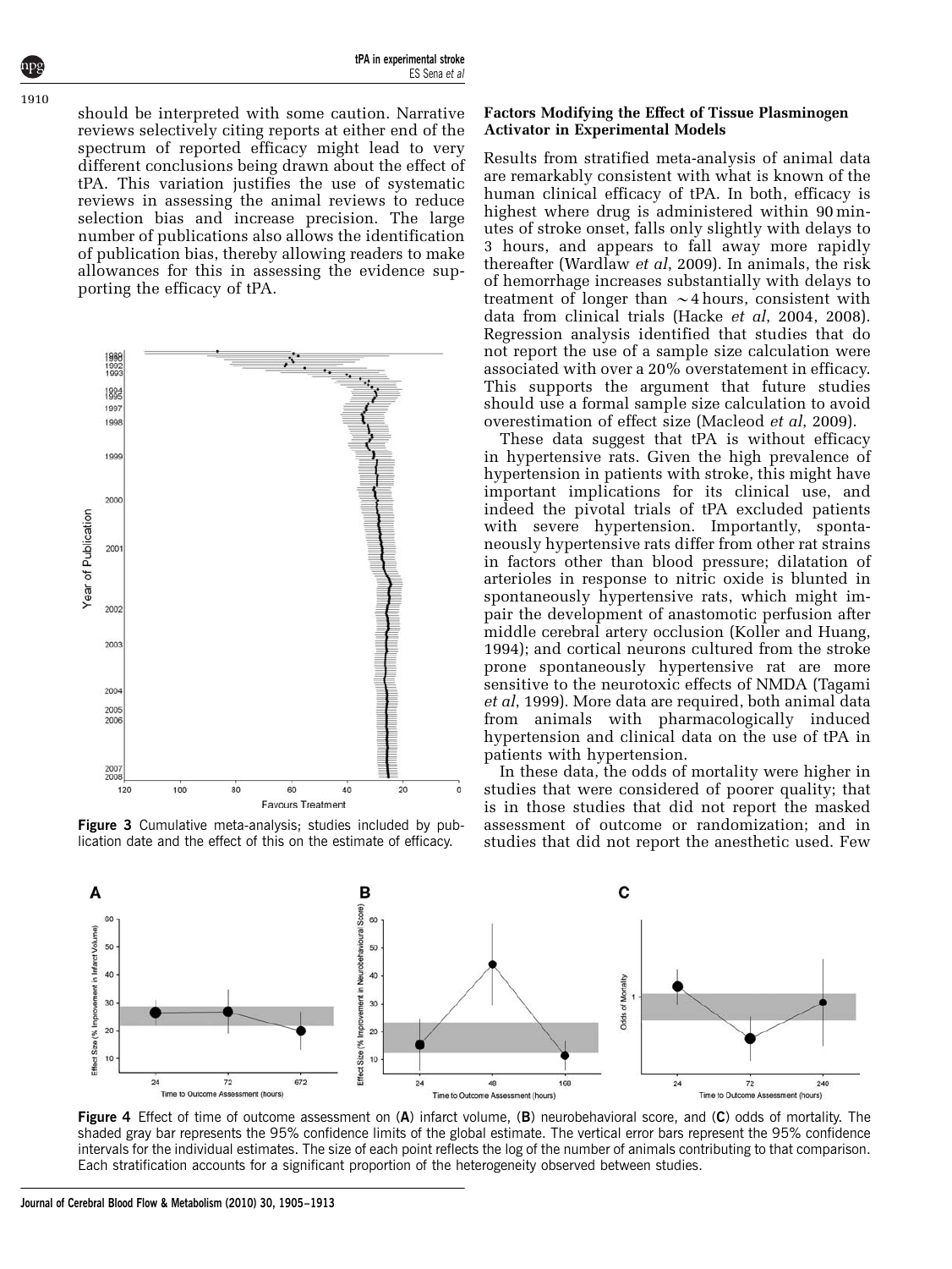should be interpreted with some caution. Narrative reviews selectively citing reports at either end of the spectrum of reported efficacy might lead to very different conclusions being drawn about the effect of tPA. This variation justifies the use of systematic reviews in assessing the animal reviews to reduce selection bias and increase precision. The large number of publications also allows the identification of publication bias, thereby allowing readers to make allowances for this in assessing the evidence supporting the efficacy of tPA.

**Figure 3** Cumulative meta-analysis; studies included by publication date and the effect of this on the estimate of efficacy.

### Factors Modifying the Effect of Tissue Plasminogen Activator in Experimental Models

Results from stratified meta-analysis of animal data are remarkably consistent with what is known of the human clinical efficacy of tPA. In both, efficacy is highest where drug is administered within 90 minutes of stroke onset, falls only slightly with delays to 3 hours, and appears to fall away more rapidly thereafter (Wardlaw *et al*, 2009). In animals, the risk of hemorrhage increases substantially with delays to treatment of longer than $\sim$4 hours, consistent with data from clinical trials (Hacke *et al*, 2004, 2008). Regression analysis identified that studies that do not report the use of a sample size calculation were associated with over a 20% overstatement in efficacy. This supports the argument that future studies should use a formal sample size calculation to avoid overestimation of effect size (Macleod *et al*, 2009).

These data suggest that tPA is without efficacy in hypertensive rats. Given the high prevalence of hypertension in patients with stroke, this might have important implications for its clinical use, and indeed the pivotal trials of tPA excluded patients with severe hypertension. Importantly, spontaneously hypertensive rats differ from other rat strains in factors other than blood pressure; dilatation of arterioles in response to nitric oxide is blunted in spontaneously hypertensive rats, which might impair the development of anastomotic perfusion after middle cerebral artery occlusion (Koller and Huang, 1994); and cortical neurons cultured from the stroke prone spontaneously hypertensive rat are more sensitive to the neurotoxic effects of NMDA (Tagami *et al*, 1999). More data are required, both animal data from animals with pharmacologically induced hypertension and clinical data on the use of tPA in patients with hypertension.

In these data, the odds of mortality were higher in studies that were considered of poorer quality; that is in those studies that did not report the masked assessment of outcome or randomization; and in studies that did not report the anesthetic used. Few

**Figure 4** Effect of time of outcome assessment on (**A**) infarct volume, (**B**) neurobehavioral score, and (**C**) odds of mortality. The shaded gray bar represents the 95% confidence limits of the global estimate. The vertical error bars represent the 95% confidence intervals for the individual estimates. The size of each point reflects the log of the number of animals contributing to that comparison. Each stratification accounts for a significant proportion of the heterogeneity observed between studies.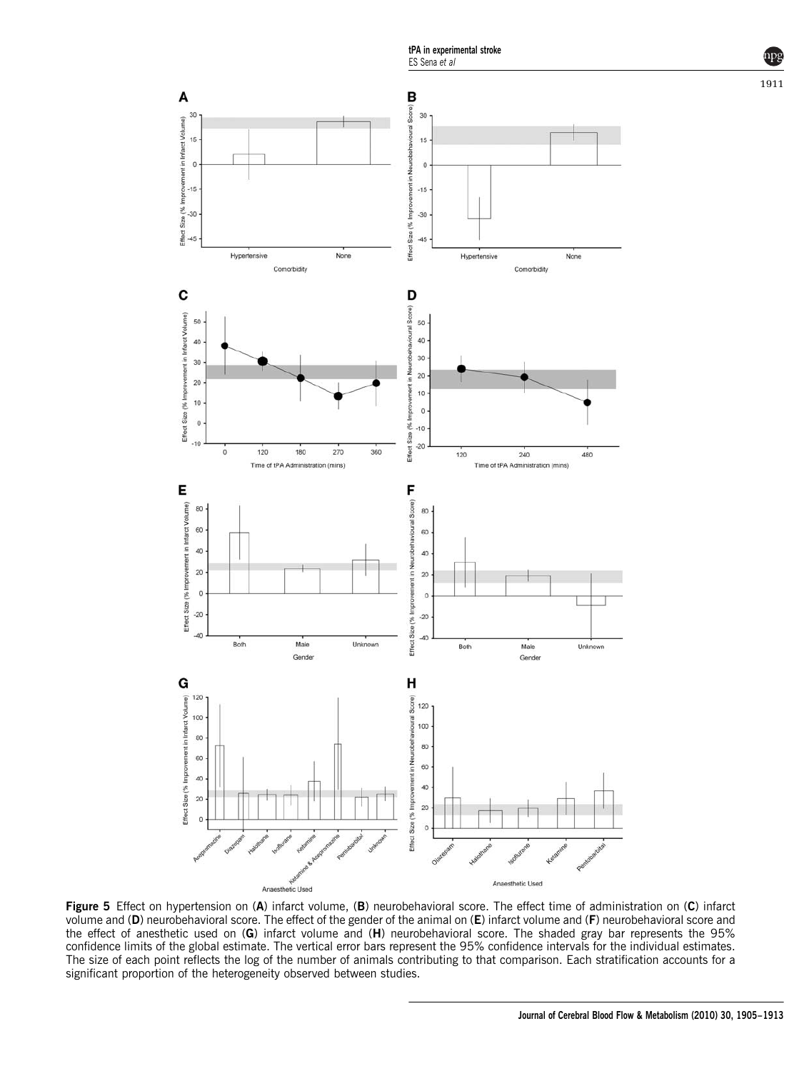**Figure 5** Effect on hypertension on (**A**) infarct volume, (**B**) neurobehavioral score. The effect time of administration on (**C**) infarct volume and (**D**) neurobehavioral score. The effect of the gender of the animal on (**E**) infarct volume and (**F**) neurobehavioral score and the effect of anesthetic used on (**G**) infarct volume and (**H**) neurobehavioral score. The shaded gray bar represents the 95% confidence limits of the global estimate. The vertical error bars represent the 95% confidence intervals for the individual estimates. The size of each point reflects the log of the number of animals contributing to that comparison. Each stratification accounts for a significant proportion of the heterogeneity observed between studies.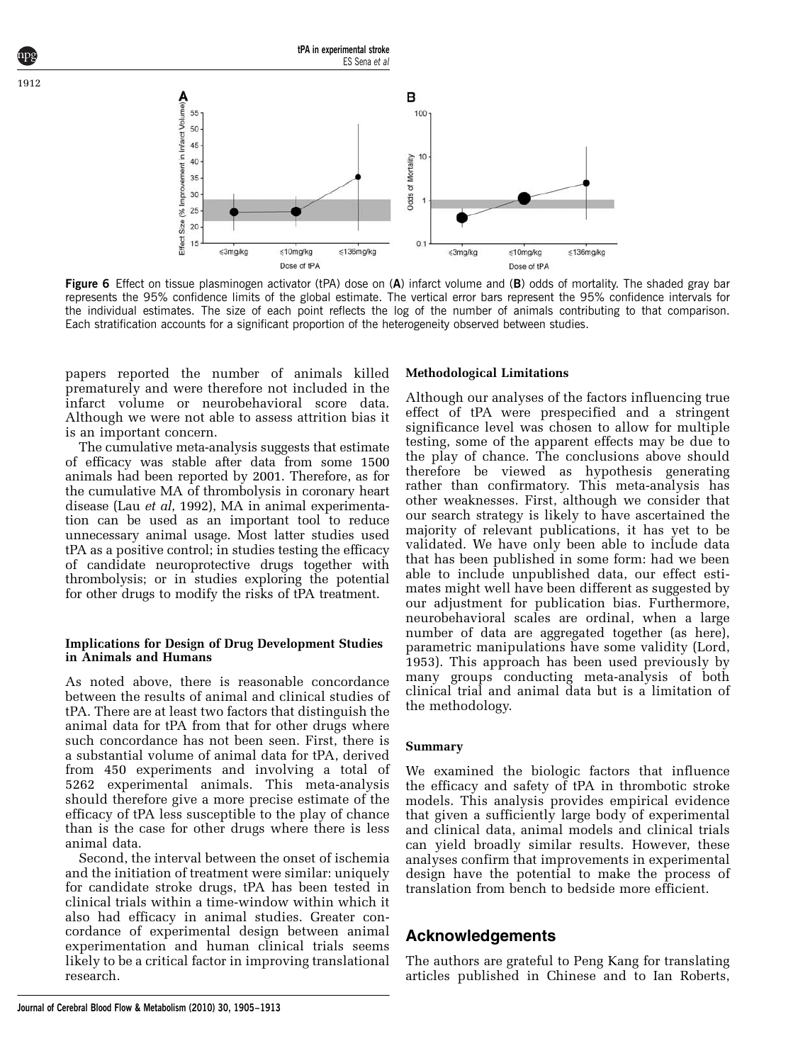A

Effect Size (% Improvement in Infarct Volume)

55
50
45
40
35
30
25
20
15

≤3mg/kg
≤10mg/kg
≤136mg/kg

Dose of tPA

B

Odds of Mortality

100
10
1
0.1

≤3mg/kg
≤10mg/kg
≤136mg/kg

Dose of tPA

**Figure 6** Effect on tissue plasminogen activator (tPA) dose on (**A**) infarct volume and (**B**) odds of mortality. The shaded gray bar represents the 95% confidence limits of the global estimate. The vertical error bars represent the 95% confidence intervals for the individual estimates. The size of each point reflects the log of the number of animals contributing to that comparison. Each stratification accounts for a significant proportion of the heterogeneity observed between studies.

papers reported the number of animals killed prematurely and were therefore not included in the infarct volume or neurobehavioral score data. Although we were not able to assess attrition bias it is an important concern.

The cumulative meta-analysis suggests that estimate of efficacy was stable after data from some 1500 animals had been reported by 2001. Therefore, as for the cumulative MA of thrombolysis in coronary heart disease (Lau *et al*, 1992), MA in animal experimentation can be used as an important tool to reduce unnecessary animal usage. Most latter studies used tPA as a positive control; in studies testing the efficacy of candidate neuroprotective drugs together with thrombolysis; or in studies exploring the potential for other drugs to modify the risks of tPA treatment.

### Implications for Design of Drug Development Studies in Animals and Humans

As noted above, there is reasonable concordance between the results of animal and clinical studies of tPA. There are at least two factors that distinguish the animal data for tPA from that for other drugs where such concordance has not been seen. First, there is a substantial volume of animal data for tPA, derived from 450 experiments and involving a total of 5262 experimental animals. This meta-analysis should therefore give a more precise estimate of the efficacy of tPA less susceptible to the play of chance than is the case for other drugs where there is less animal data.

Second, the interval between the onset of ischemia and the initiation of treatment were similar: uniquely for candidate stroke drugs, tPA has been tested in clinical trials within a time-window within which it also had efficacy in animal studies. Greater concordance of experimental design between animal experimentation and human clinical trials seems likely to be a critical factor in improving translational research.

### Methodological Limitations

Although our analyses of the factors influencing true effect of tPA were prespecified and a stringent significance level was chosen to allow for multiple testing, some of the apparent effects may be due to the play of chance. The conclusions above should therefore be viewed as hypothesis generating rather than confirmatory. This meta-analysis has other weaknesses. First, although we consider that our search strategy is likely to have ascertained the majority of relevant publications, it has yet to be validated. We have only been able to include data that has been published in some form: had we been able to include unpublished data, our effect estimates might well have been different as suggested by our adjustment for publication bias. Furthermore, neurobehavioral scales are ordinal, when a large number of data are aggregated together (as here), parametric manipulations have some validity (Lord, 1953). This approach has been used previously by many groups conducting meta-analysis of both clinical trial and animal data but is a limitation of the methodology.

### Summary

We examined the biologic factors that influence the efficacy and safety of tPA in thrombotic stroke models. This analysis provides empirical evidence that given a sufficiently large body of experimental and clinical data, animal models and clinical trials can yield broadly similar results. However, these analyses confirm that improvements in experimental design have the potential to make the process of translation from bench to bedside more efficient.

## Acknowledgements

The authors are grateful to Peng Kang for translating articles published in Chinese and to Ian Roberts,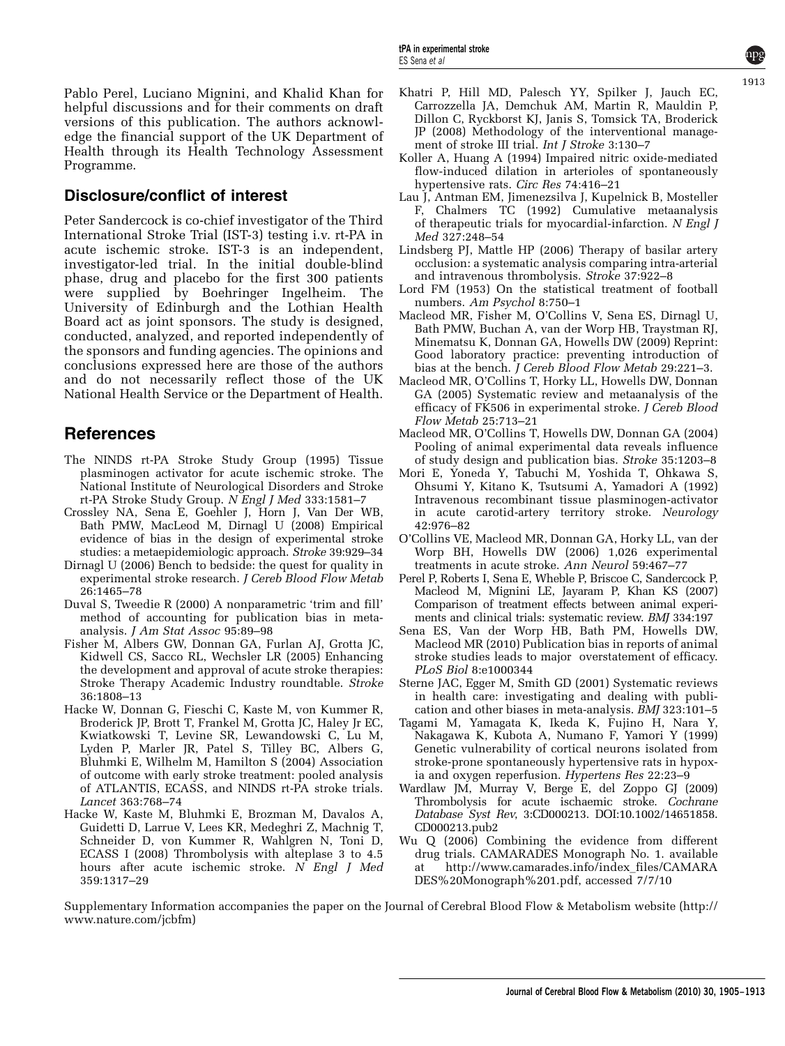Pablo Perel, Luciano Mignini, and Khalid Khan for helpful discussions and for their comments on draft versions of this publication. The authors acknowledge the financial support of the UK Department of Health through its Health Technology Assessment Programme.

## Disclosure/conflict of interest

Peter Sandercock is co-chief investigator of the Third International Stroke Trial (IST-3) testing i.v. rt-PA in acute ischemic stroke. IST-3 is an independent, investigator-led trial. In the initial double-blind phase, drug and placebo for the first 300 patients were supplied by Boehringer Ingelheim. The University of Edinburgh and the Lothian Health Board act as joint sponsors. The study is designed, conducted, analyzed, and reported independently of the sponsors and funding agencies. The opinions and conclusions expressed here are those of the authors and do not necessarily reflect those of the UK National Health Service or the Department of Health.

## References

The NINDS rt-PA Stroke Study Group (1995) Tissue plasminogen activator for acute ischemic stroke. The National Institute of Neurological Disorders and Stroke rt-PA Stroke Study Group. *N Engl J Med* 333:1581–7

Crossley NA, Sena E, Goehler J, Horn J, Van Der WB, Bath PMW, MacLeod M, Dirnagl U (2008) Empirical evidence of bias in the design of experimental stroke studies: a metaepidemiologic approach. *Stroke* 39:929–34

Dirnagl U (2006) Bench to bedside: the quest for quality in experimental stroke research. *J Cereb Blood Flow Metab* 26:1465–78

Duval S, Tweedie R (2000) A nonparametric 'trim and fill' method of accounting for publication bias in meta-analysis. *J Am Stat Assoc* 95:89–98

Fisher M, Albers GW, Donnan GA, Furlan AJ, Grotta JC, Kidwell CS, Sacco RL, Wechsler LR (2005) Enhancing the development and approval of acute stroke therapies: Stroke Therapy Academic Industry roundtable. *Stroke* 36:1808–13

Hacke W, Donnan G, Fieschi C, Kaste M, von Kummer R, Broderick JP, Brott T, Frankel M, Grotta JC, Haley Jr EC, Kwiatkowski T, Levine SR, Lewandowski C, Lu M, Lyden P, Marler JR, Patel S, Tilley BC, Albers G, Bluhmki E, Wilhelm M, Hamilton S (2004) Association of outcome with early stroke treatment: pooled analysis of ATLANTIS, ECASS, and NINDS rt-PA stroke trials. *Lancet* 363:768–74

Hacke W, Kaste M, Bluhmki E, Brozman M, Davalos A, Guidetti D, Larrue V, Lees KR, Medeghri Z, Machnig T, Schneider D, von Kummer R, Wahlgren N, Toni D, ECASS I (2008) Thrombolysis with alteplase 3 to 4.5 hours after acute ischemic stroke. *N Engl J Med* 359:1317–29

Khatri P, Hill MD, Palesch YY, Spilker J, Jauch EC, Carrozzella JA, Demchuk AM, Martin R, Mauldin P, Dillon C, Ryckborst KJ, Janis S, Tomsick TA, Broderick JP (2008) Methodology of the interventional management of stroke III trial. *Int J Stroke* 3:130–7

Koller A, Huang A (1994) Impaired nitric oxide-mediated flow-induced dilation in arterioles of spontaneously hypertensive rats. *Circ Res* 74:416–21

Lau J, Antman EM, Jimenezsilva J, Kupelnick B, Mosteller F, Chalmers TC (1992) Cumulative metaanalysis of therapeutic trials for myocardial-infarction. *N Engl J Med* 327:248–54

Lindsberg PJ, Mattle HP (2006) Therapy of basilar artery occlusion: a systematic analysis comparing intra-arterial and intravenous thrombolysis. *Stroke* 37:922–8

Lord FM (1953) On the statistical treatment of football numbers. *Am Psychol* 8:750–1

Macleod MR, Fisher M, O'Collins V, Sena ES, Dirnagl U, Bath PMW, Buchan A, van der Worp HB, Traystman RJ, Minematsu K, Donnan GA, Howells DW (2009) Reprint: Good laboratory practice: preventing introduction of bias at the bench. *J Cereb Blood Flow Metab* 29:221–3.

Macleod MR, O'Collins T, Horky LL, Howells DW, Donnan GA (2005) Systematic review and metaanalysis of the efficacy of FK506 in experimental stroke. *J Cereb Blood Flow Metab* 25:713–21

Macleod MR, O'Collins T, Howells DW, Donnan GA (2004) Pooling of animal experimental data reveals influence of study design and publication bias. *Stroke* 35:1203–8

Mori E, Yoneda Y, Tabuchi M, Yoshida T, Ohkawa S, Ohsumi Y, Kitano K, Tsutsumi A, Yamadori A (1992) Intravenous recombinant tissue plasminogen-activator in acute carotid-artery territory stroke. *Neurology* 42:976–82

O'Collins VE, Macleod MR, Donnan GA, Horky LL, van der Worp BH, Howells DW (2006) 1,026 experimental treatments in acute stroke. *Ann Neurol* 59:467–77

Perel P, Roberts I, Sena E, Wheble P, Briscoe C, Sandercock P, Macleod M, Mignini LE, Jayaram P, Khan KS (2007) Comparison of treatment effects between animal experiments and clinical trials: systematic review. *BMJ* 334:197

Sena ES, Van der Worp HB, Bath PM, Howells DW, Macleod MR (2010) Publication bias in reports of animal stroke studies leads to major overstatement of efficacy. *PLoS Biol* 8:e1000344

Sterne JAC, Egger M, Smith GD (2001) Systematic reviews in health care: investigating and dealing with publication and other biases in meta-analysis. *BMJ* 323:101–5

Tagami M, Yamagata K, Ikeda K, Fujino H, Nara Y, Nakagawa K, Kubota A, Numano F, Yamori Y (1999) Genetic vulnerability of cortical neurons isolated from stroke-prone spontaneously hypertensive rats in hypoxia and oxygen reperfusion. *Hypertens Res* 22:23–9

Wardlaw JM, Murray V, Berge E, del Zoppo GJ (2009) Thrombolysis for acute ischaemic stroke. *Cochrane Database Syst Rev*, 3:CD000213. DOI:10.1002/14651858.CD000213.pub2

Wu Q (2006) Combining the evidence from different drug trials. CAMARADES Monograph No. 1. available at http://www.camarades.info/index_files/CAMARADES%20Monograph%201.pdf, accessed 7/7/10

Supplementary Information accompanies the paper on the Journal of Cerebral Blood Flow & Metabolism website (http://www.nature.com/jcbfm)